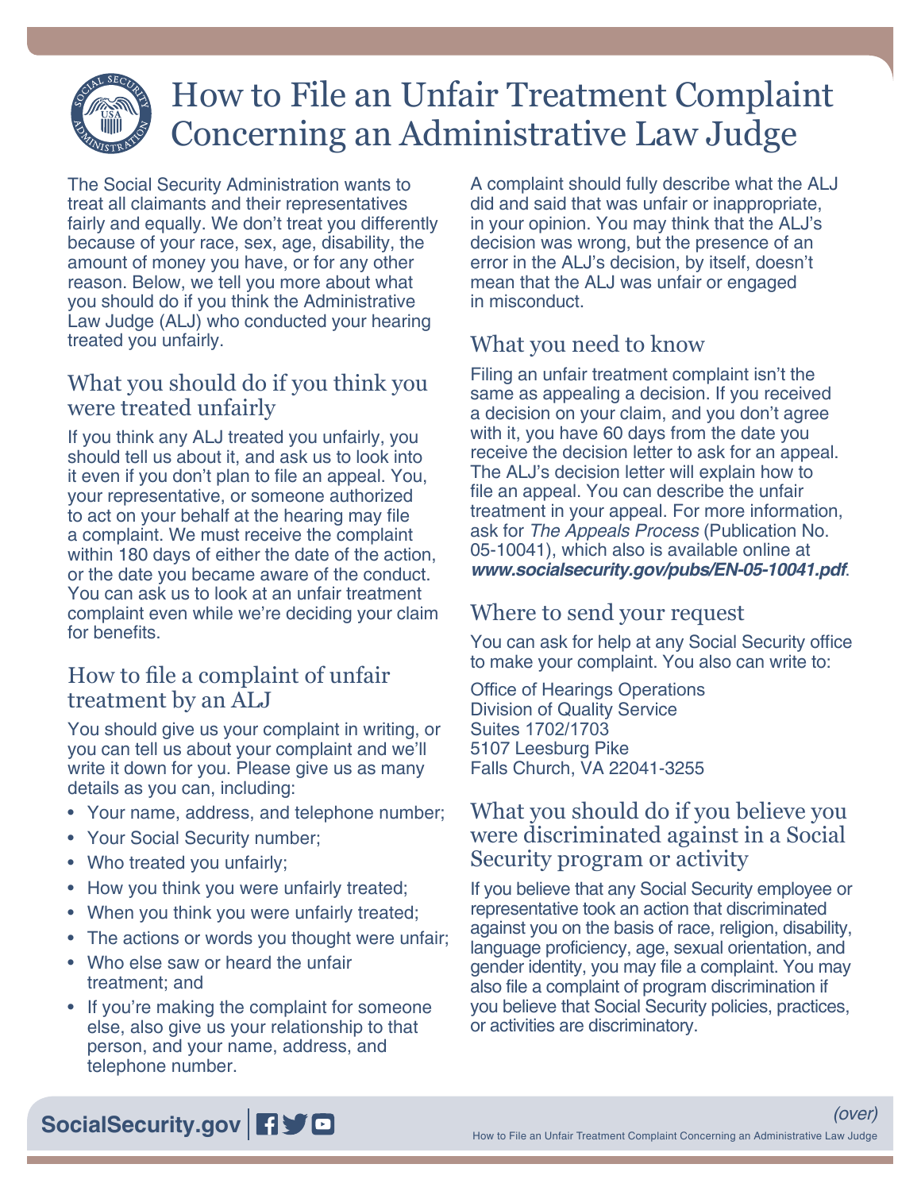# How to File an Unfair Treatment Complaint Concerning an Administrative Law Judge

The Social Security Administration wants to treat all claimants and their representatives fairly and equally. We don't treat you differently because of your race, sex, age, disability, the amount of money you have, or for any other reason. Below, we tell you more about what you should do if you think the Administrative Law Judge (ALJ) who conducted your hearing treated you unfairly.

## What you should do if you think you were treated unfairly

If you think any ALJ treated you unfairly, you should tell us about it, and ask us to look into it even if you don't plan to file an appeal. You, your representative, or someone authorized to act on your behalf at the hearing may file a complaint. We must receive the complaint within 180 days of either the date of the action, or the date you became aware of the conduct. You can ask us to look at an unfair treatment complaint even while we're deciding your claim for benefits.

## How to file a complaint of unfair treatment by an ALJ

You should give us your complaint in writing, or you can tell us about your complaint and we'll write it down for you. Please give us as many details as you can, including:

- Your name, address, and telephone number;
- Your Social Security number;
- Who treated you unfairly;
- How you think you were unfairly treated;
- When you think you were unfairly treated;
- The actions or words you thought were unfair;
- Who else saw or heard the unfair treatment; and
- If you're making the complaint for someone else, also give us your relationship to that person, and your name, address, and telephone number.

A complaint should fully describe what the ALJ did and said that was unfair or inappropriate, in your opinion. You may think that the ALJ's decision was wrong, but the presence of an error in the ALJ's decision, by itself, doesn't mean that the ALJ was unfair or engaged in misconduct.

## What you need to know

Filing an unfair treatment complaint isn't the same as appealing a decision. If you received a decision on your claim, and you don't agree with it, you have 60 days from the date you receive the decision letter to ask for an appeal. The ALJ's decision letter will explain how to file an appeal. You can describe the unfair treatment in your appeal. For more information, ask for *The Appeals Process* (Publication No. 05-10041), which also is available online at ***www.socialsecurity.gov/pubs/EN-05-10041.pdf***.

## Where to send your request

You can ask for help at any Social Security office to make your complaint. You also can write to:

Office of Hearings Operations
Division of Quality Service
Suites 1702/1703
5107 Leesburg Pike
Falls Church, VA 22041-3255

## What you should do if you believe you were discriminated against in a Social Security program or activity

If you believe that any Social Security employee or representative took an action that discriminated against you on the basis of race, religion, disability, language proficiency, age, sexual orientation, and gender identity, you may file a complaint. You may also file a complaint of program discrimination if you believe that Social Security policies, practices, or activities are discriminatory.

*(over)*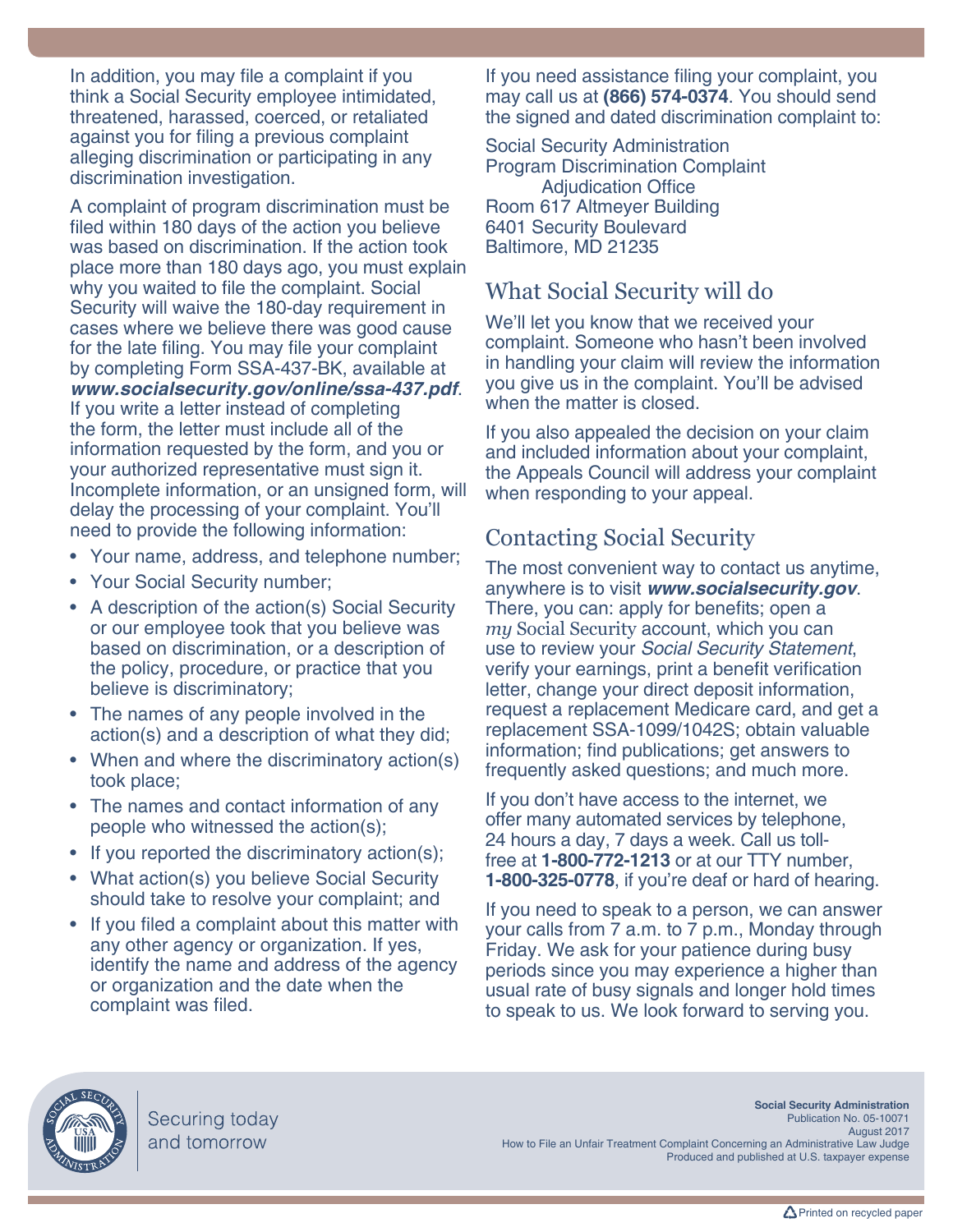In addition, you may file a complaint if you think a Social Security employee intimidated, threatened, harassed, coerced, or retaliated against you for filing a previous complaint alleging discrimination or participating in any discrimination investigation.

A complaint of program discrimination must be filed within 180 days of the action you believe was based on discrimination. If the action took place more than 180 days ago, you must explain why you waited to file the complaint. Social Security will waive the 180-day requirement in cases where we believe there was good cause for the late filing. You may file your complaint by completing Form SSA-437-BK, available at ***www.socialsecurity.gov/online/ssa-437.pdf***. If you write a letter instead of completing the form, the letter must include all of the information requested by the form, and you or your authorized representative must sign it. Incomplete information, or an unsigned form, will delay the processing of your complaint. You'll need to provide the following information:

- Your name, address, and telephone number;
- Your Social Security number;
- A description of the action(s) Social Security or our employee took that you believe was based on discrimination, or a description of the policy, procedure, or practice that you believe is discriminatory;
- The names of any people involved in the action(s) and a description of what they did;
- When and where the discriminatory action(s) took place;
- The names and contact information of any people who witnessed the action(s);
- If you reported the discriminatory action(s);
- What action(s) you believe Social Security should take to resolve your complaint; and
- If you filed a complaint about this matter with any other agency or organization. If yes, identify the name and address of the agency or organization and the date when the complaint was filed.

If you need assistance filing your complaint, you may call us at **(866) 574-0374**. You should send the signed and dated discrimination complaint to:

Social Security Administration
Program Discrimination Complaint
Adjudication Office
Room 617 Altmeyer Building
6401 Security Boulevard
Baltimore, MD 21235

## What Social Security will do

We'll let you know that we received your complaint. Someone who hasn't been involved in handling your claim will review the information you give us in the complaint. You'll be advised when the matter is closed.

If you also appealed the decision on your claim and included information about your complaint, the Appeals Council will address your complaint when responding to your appeal.

## Contacting Social Security

The most convenient way to contact us anytime, anywhere is to visit ***www.socialsecurity.gov***. There, you can: apply for benefits; open a *my* Social Security account, which you can use to review your *Social Security Statement*, verify your earnings, print a benefit verification letter, change your direct deposit information, request a replacement Medicare card, and get a replacement SSA-1099/1042S; obtain valuable information; find publications; get answers to frequently asked questions; and much more.

If you don't have access to the internet, we offer many automated services by telephone, 24 hours a day, 7 days a week. Call us toll-free at **1-800-772-1213** or at our TTY number, **1-800-325-0778**, if you're deaf or hard of hearing.

If you need to speak to a person, we can answer your calls from 7 a.m. to 7 p.m., Monday through Friday. We ask for your patience during busy periods since you may experience a higher than usual rate of busy signals and longer hold times to speak to us. We look forward to serving you.

Securing today and tomorrow

**Social Security Administration**
Publication No. 05-10071
August 2017
How to File an Unfair Treatment Complaint Concerning an Administrative Law Judge
Produced and published at U.S. taxpayer expense

Printed on recycled paper